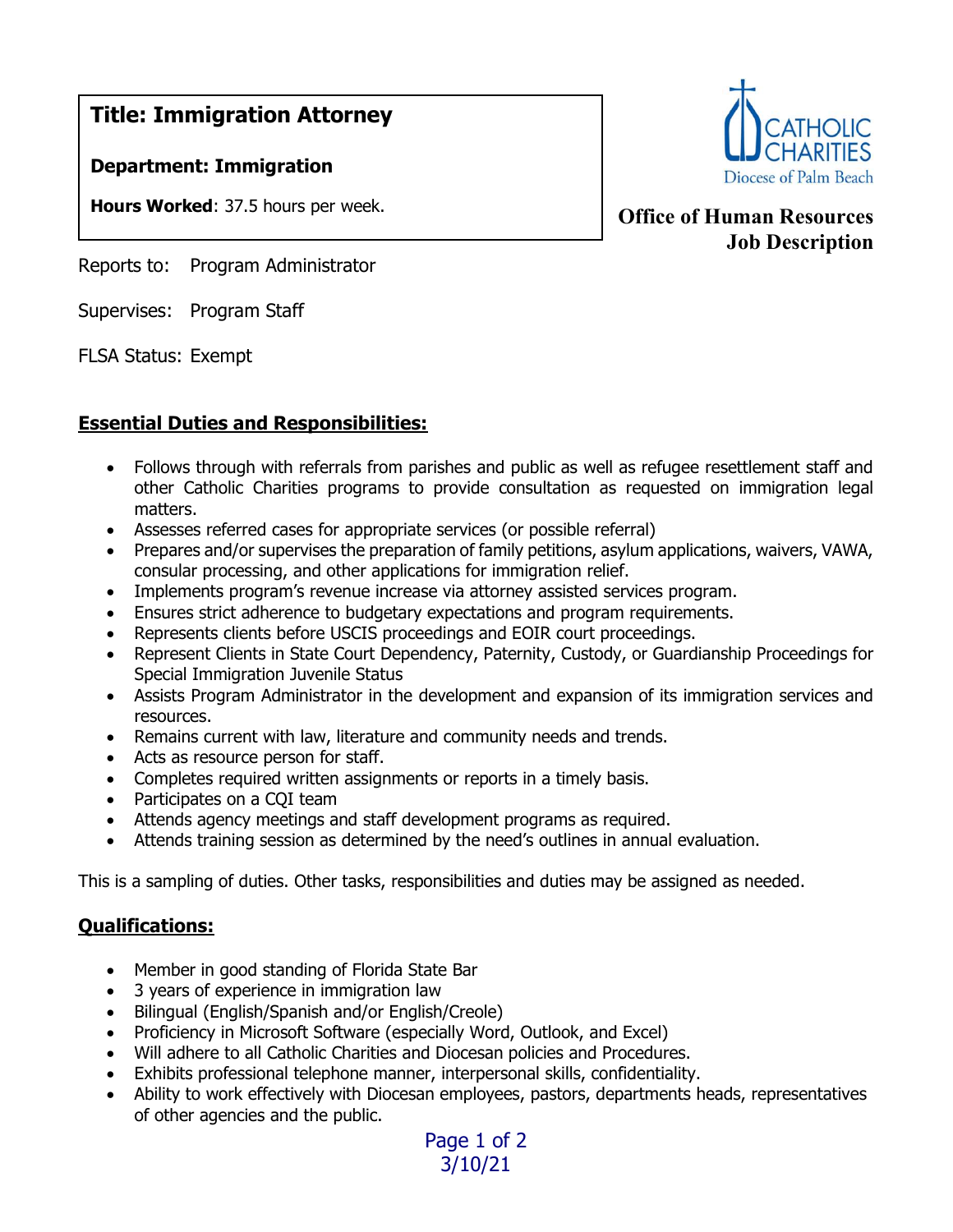**Title: Immigration Attorney**

**Department: Immigration**

**Hours Worked**: 37.5 hours per week.

CATHOLIC CHARITIES
Diocese of Palm Beach

**Office of Human Resources**
**Job Description**

Reports to: Program Administrator

Supervises: Program Staff

FLSA Status: Exempt

## Essential Duties and Responsibilities:

- Follows through with referrals from parishes and public as well as refugee resettlement staff and other Catholic Charities programs to provide consultation as requested on immigration legal matters.
- Assesses referred cases for appropriate services (or possible referral)
- Prepares and/or supervises the preparation of family petitions, asylum applications, waivers, VAWA, consular processing, and other applications for immigration relief.
- Implements program's revenue increase via attorney assisted services program.
- Ensures strict adherence to budgetary expectations and program requirements.
- Represents clients before USCIS proceedings and EOIR court proceedings.
- Represent Clients in State Court Dependency, Paternity, Custody, or Guardianship Proceedings for Special Immigration Juvenile Status
- Assists Program Administrator in the development and expansion of its immigration services and resources.
- Remains current with law, literature and community needs and trends.
- Acts as resource person for staff.
- Completes required written assignments or reports in a timely basis.
- Participates on a CQI team
- Attends agency meetings and staff development programs as required.
- Attends training session as determined by the need's outlines in annual evaluation.

This is a sampling of duties. Other tasks, responsibilities and duties may be assigned as needed.

## Qualifications:

- Member in good standing of Florida State Bar
- 3 years of experience in immigration law
- Bilingual (English/Spanish and/or English/Creole)
- Proficiency in Microsoft Software (especially Word, Outlook, and Excel)
- Will adhere to all Catholic Charities and Diocesan policies and Procedures.
- Exhibits professional telephone manner, interpersonal skills, confidentiality.
- Ability to work effectively with Diocesan employees, pastors, departments heads, representatives of other agencies and the public.

3/10/21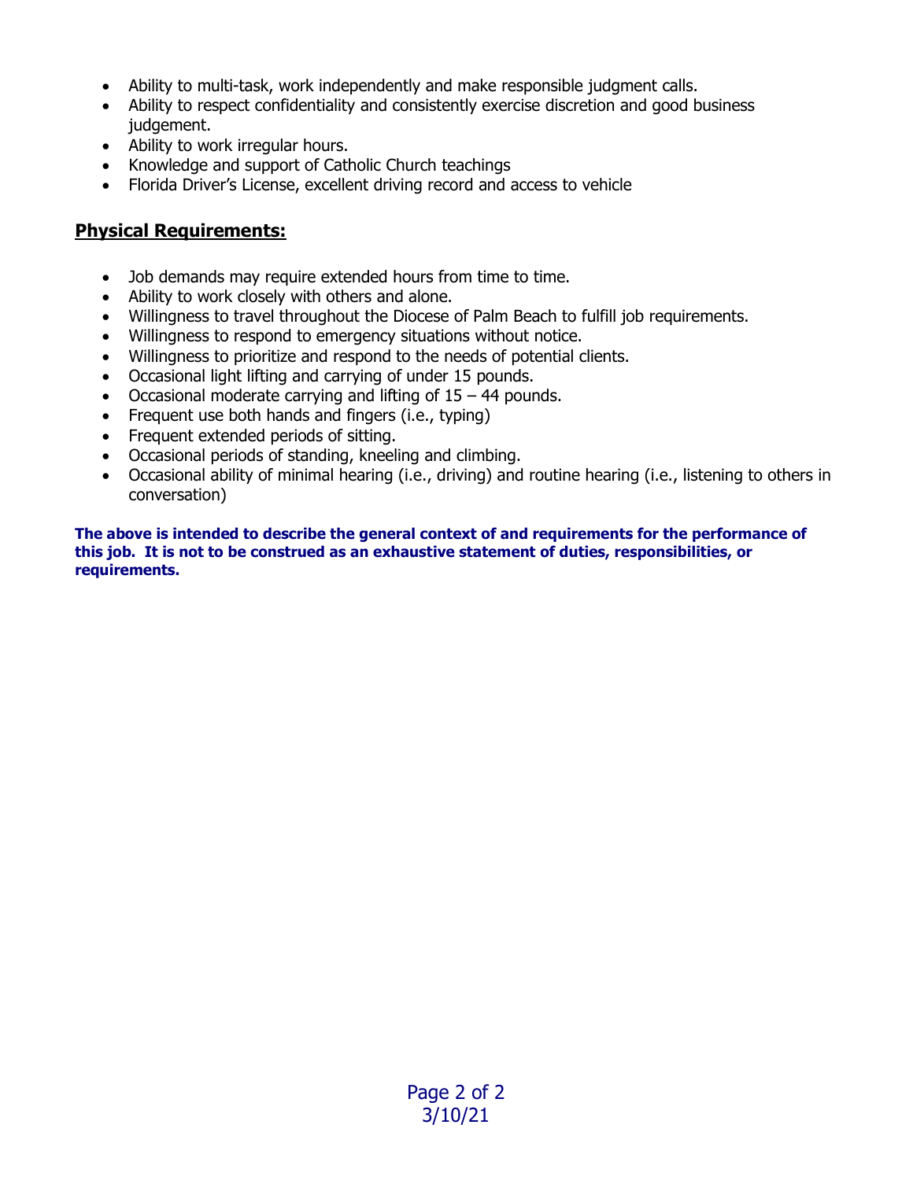- Ability to multi-task, work independently and make responsible judgment calls.
- Ability to respect confidentiality and consistently exercise discretion and good business judgement.
- Ability to work irregular hours.
- Knowledge and support of Catholic Church teachings
- Florida Driver's License, excellent driving record and access to vehicle

## Physical Requirements:

- Job demands may require extended hours from time to time.
- Ability to work closely with others and alone.
- Willingness to travel throughout the Diocese of Palm Beach to fulfill job requirements.
- Willingness to respond to emergency situations without notice.
- Willingness to prioritize and respond to the needs of potential clients.
- Occasional light lifting and carrying of under 15 pounds.
- Occasional moderate carrying and lifting of 15 – 44 pounds.
- Frequent use both hands and fingers (i.e., typing)
- Frequent extended periods of sitting.
- Occasional periods of standing, kneeling and climbing.
- Occasional ability of minimal hearing (i.e., driving) and routine hearing (i.e., listening to others in conversation)

**The above is intended to describe the general context of and requirements for the performance of this job. It is not to be construed as an exhaustive statement of duties, responsibilities, or requirements.**

3/10/21